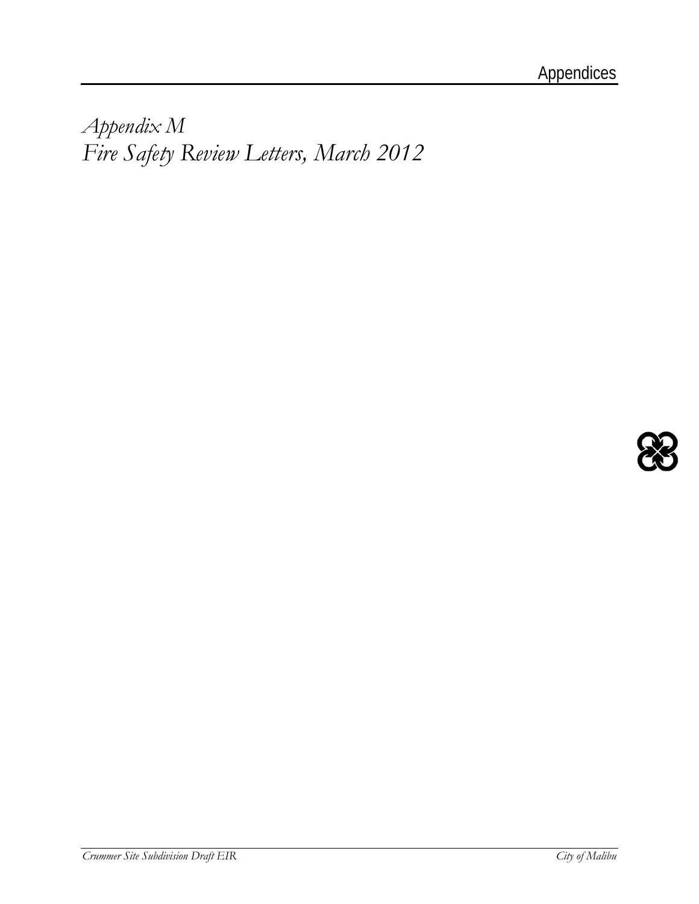*Appendix M*
*Fire Safety Review Letters, March 2012*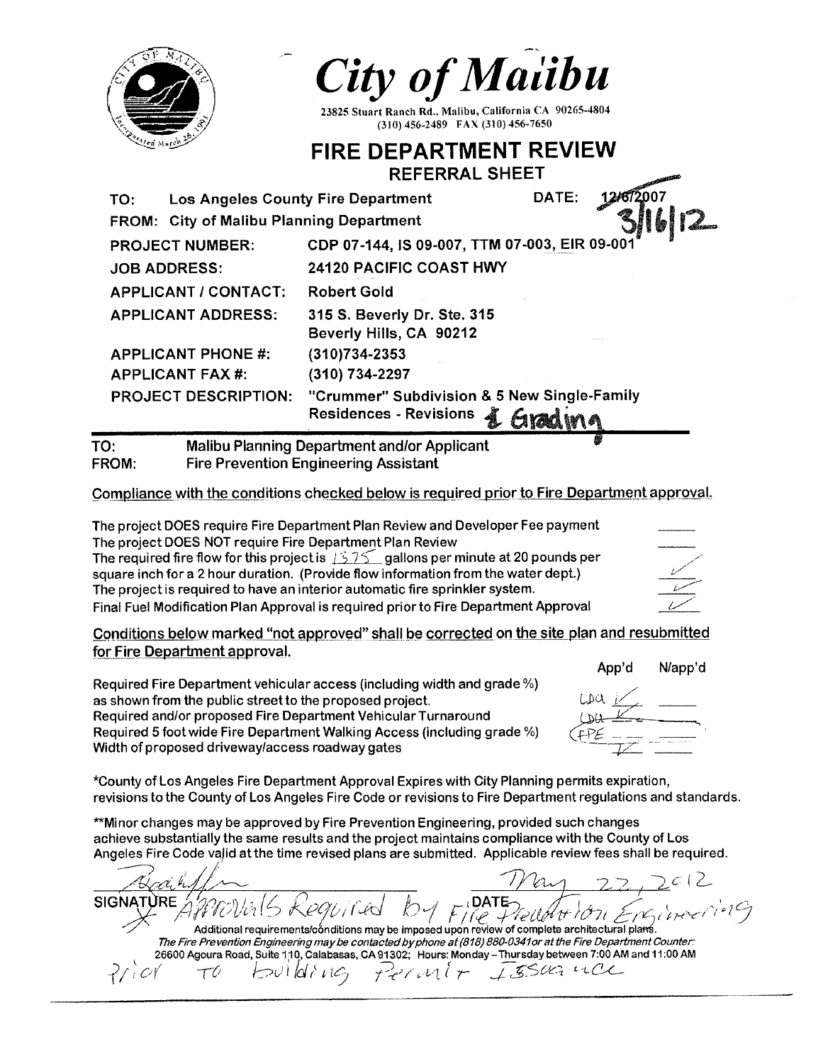# City of Malibu

23825 Stuart Ranch Rd., Malibu, California CA 90265-4804
(310) 456-2489 FAX (310) 456-7650

## FIRE DEPARTMENT REVIEW

### REFERRAL SHEET

| | | |
|---|---|---|
| TO: | Los Angeles County Fire Department | DATE: ~~12/6/2007~~ 3/16/12 |
| FROM: | City of Malibu Planning Department | |
| PROJECT NUMBER: | CDP 07-144, IS 09-007, TTM 07-003, EIR 09-001 | |
| JOB ADDRESS: | 24120 PACIFIC COAST HWY | |
| APPLICANT / CONTACT: | Robert Gold | |
| APPLICANT ADDRESS: | 315 S. Beverly Dr. Ste. 315, Beverly Hills, CA 90212 | |
| APPLICANT PHONE #: | (310)734-2353 | |
| APPLICANT FAX #: | (310) 734-2297 | |
| PROJECT DESCRIPTION: | "Crummer" Subdivision & 5 New Single-Family Residences - Revisions & Grading | |

TO: Malibu Planning Department and/or Applicant
FROM: Fire Prevention Engineering Assistant

Compliance with the conditions checked below is required prior to Fire Department approval.

| | |
|---|---|
| The project DOES require Fire Department Plan Review and Developer Fee payment | ____ |
| The project DOES NOT require Fire Department Plan Review | ____ |
| The required fire flow for this project is 1375 gallons per minute at 20 pounds per square inch for a 2 hour duration. (Provide flow information from the water dept.) | ✓ |
| The project is required to have an interior automatic fire sprinkler system. | ✓ |
| Final Fuel Modification Plan Approval is required prior to Fire Department Approval | ✓ |

Conditions below marked "not approved" shall be corrected on the site plan and resubmitted for Fire Department approval.

| | App'd | N/app'd |
|---|---|---|
| Required Fire Department vehicular access (including width and grade %) as shown from the public street to the proposed project. | LDA ✓ | |
| Required and/or proposed Fire Department Vehicular Turnaround | LDA ✓ | |
| Required 5 foot wide Fire Department Walking Access (including grade %) | FPE | |
| Width of proposed driveway/access roadway gates | ✓ | |

*County of Los Angeles Fire Department Approval Expires with City Planning permits expiration, revisions to the County of Los Angeles Fire Code or revisions to Fire Department regulations and standards.

**Minor changes may be approved by Fire Prevention Engineering, provided such changes achieve substantially the same results and the project maintains compliance with the County of Los Angeles Fire Code valid at the time revised plans are submitted. Applicable review fees shall be required.

SIGNATURE [signature] DATE May 22, 2012

Approvals Required by Fire Prevention Engineering Prior to Building Permit Issuance

Additional requirements/conditions may be imposed upon review of complete architectural plans.

*The Fire Prevention Engineering may be contacted by phone at (818) 880-0341 or at the Fire Department Counter:* 26600 Agoura Road, Suite 110, Calabasas, CA 91302; Hours: Monday – Thursday between 7:00 AM and 11:00 AM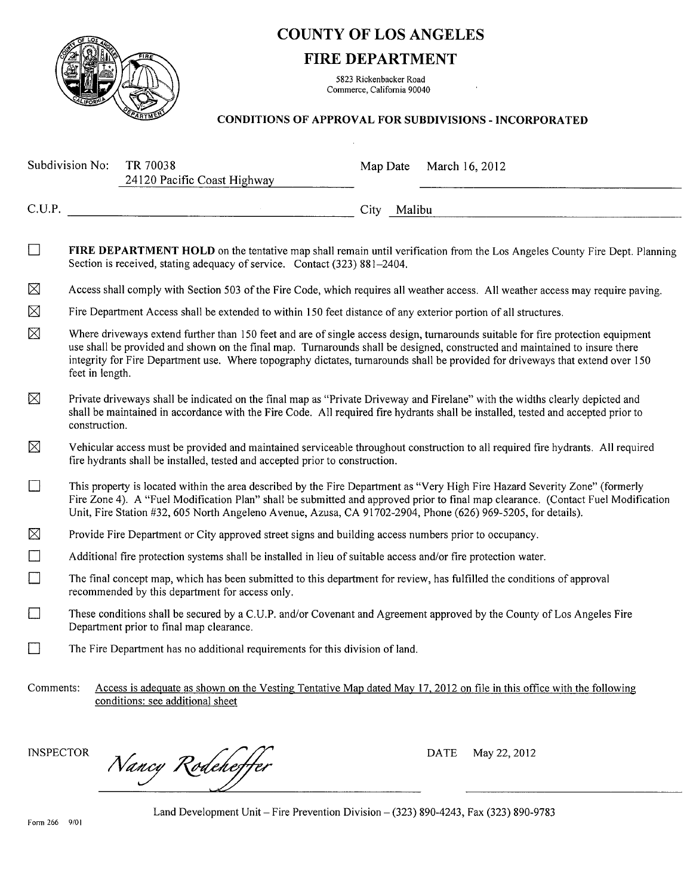# COUNTY OF LOS ANGELES

## FIRE DEPARTMENT

5823 Rickenbacker Road
Commerce, California 90040

### CONDITIONS OF APPROVAL FOR SUBDIVISIONS - INCORPORATED

Subdivision No: TR 70038
24120 Pacific Coast Highway

Map Date March 16, 2012

C.U.P.

City Malibu

- ☐ **FIRE DEPARTMENT HOLD** on the tentative map shall remain until verification from the Los Angeles County Fire Dept. Planning Section is received, stating adequacy of service. Contact (323) 881-2404.
- ☒ Access shall comply with Section 503 of the Fire Code, which requires all weather access. All weather access may require paving.
- ☒ Fire Department Access shall be extended to within 150 feet distance of any exterior portion of all structures.
- ☒ Where driveways extend further than 150 feet and are of single access design, turnarounds suitable for fire protection equipment use shall be provided and shown on the final map. Turnarounds shall be designed, constructed and maintained to insure there integrity for Fire Department use. Where topography dictates, turnarounds shall be provided for driveways that extend over 150 feet in length.
- ☒ Private driveways shall be indicated on the final map as "Private Driveway and Firelane" with the widths clearly depicted and shall be maintained in accordance with the Fire Code. All required fire hydrants shall be installed, tested and accepted prior to construction.
- ☒ Vehicular access must be provided and maintained serviceable throughout construction to all required fire hydrants. All required fire hydrants shall be installed, tested and accepted prior to construction.
- ☐ This property is located within the area described by the Fire Department as "Very High Fire Hazard Severity Zone" (formerly Fire Zone 4). A "Fuel Modification Plan" shall be submitted and approved prior to final map clearance. (Contact Fuel Modification Unit, Fire Station #32, 605 North Angeleno Avenue, Azusa, CA 91702-2904, Phone (626) 969-5205, for details).
- ☒ Provide Fire Department or City approved street signs and building access numbers prior to occupancy.
- ☐ Additional fire protection systems shall be installed in lieu of suitable access and/or fire protection water.
- ☐ The final concept map, which has been submitted to this department for review, has fulfilled the conditions of approval recommended by this department for access only.
- ☐ These conditions shall be secured by a C.U.P. and/or Covenant and Agreement approved by the County of Los Angeles Fire Department prior to final map clearance.
- ☐ The Fire Department has no additional requirements for this division of land.

Comments: Access is adequate as shown on the Vesting Tentative Map dated May 17, 2012 on file in this office with the following conditions: see additional sheet

INSPECTOR *Nancy Rodeheffer*

DATE May 22, 2012

Land Development Unit – Fire Prevention Division – (323) 890-4243, Fax (323) 890-9783

Form 266 9/01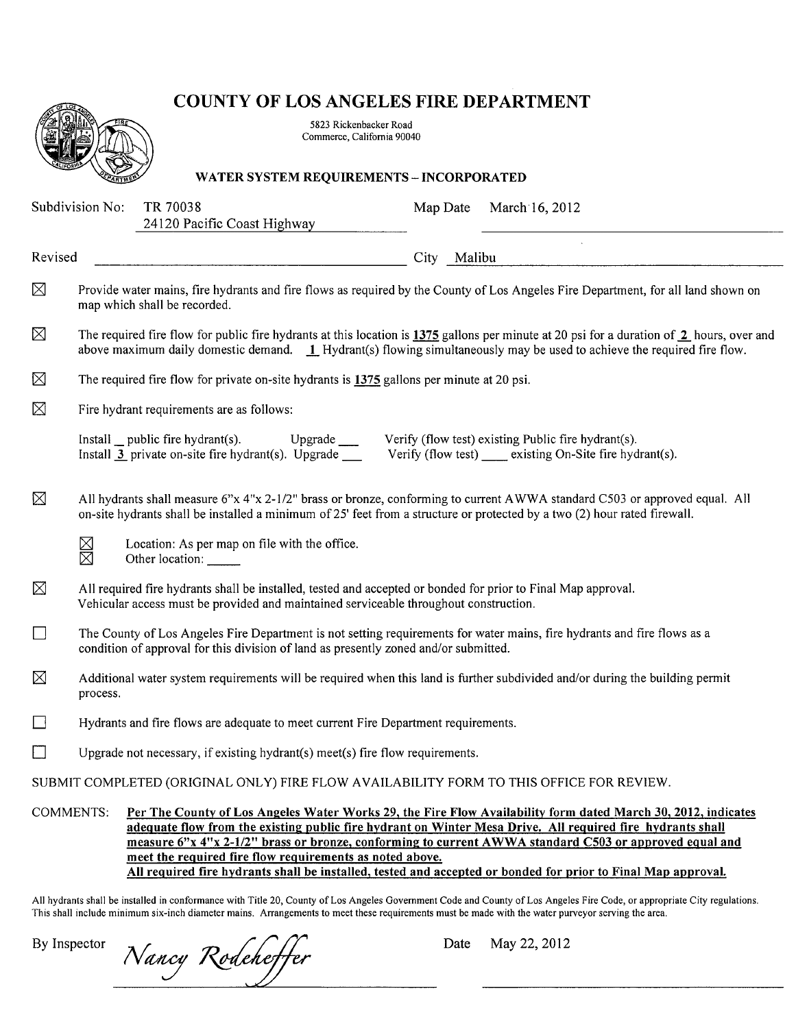# COUNTY OF LOS ANGELES FIRE DEPARTMENT

5823 Rickenbacker Road
Commerce, California 90040

## WATER SYSTEM REQUIREMENTS – INCORPORATED

Subdivision No: TR 70038 Map Date March 16, 2012
24120 Pacific Coast Highway

Revised ______________________ City Malibu

☒ Provide water mains, fire hydrants and fire flows as required by the County of Los Angeles Fire Department, for all land shown on map which shall be recorded.

☒ The required fire flow for public fire hydrants at this location is **1375** gallons per minute at 20 psi for a duration of **2** hours, over and above maximum daily domestic demand. **1** Hydrant(s) flowing simultaneously may be used to achieve the required fire flow.

☒ The required fire flow for private on-site hydrants is **1375** gallons per minute at 20 psi.

☒ Fire hydrant requirements are as follows:

Install __ public fire hydrant(s). Upgrade ___ Verify (flow test) existing Public fire hydrant(s).
Install **3** private on-site fire hydrant(s). Upgrade ___ Verify (flow test) ____ existing On-Site fire hydrant(s).

☒ All hydrants shall measure 6"x 4"x 2-1/2" brass or bronze, conforming to current AWWA standard C503 or approved equal. All on-site hydrants shall be installed a minimum of 25' feet from a structure or protected by a two (2) hour rated firewall.

☒ Location: As per map on file with the office.
☒ Other location: _____

☒ All required fire hydrants shall be installed, tested and accepted or bonded for prior to Final Map approval. Vehicular access must be provided and maintained serviceable throughout construction.

☐ The County of Los Angeles Fire Department is not setting requirements for water mains, fire hydrants and fire flows as a condition of approval for this division of land as presently zoned and/or submitted.

☒ Additional water system requirements will be required when this land is further subdivided and/or during the building permit process.

☐ Hydrants and fire flows are adequate to meet current Fire Department requirements.

☐ Upgrade not necessary, if existing hydrant(s) meet(s) fire flow requirements.

SUBMIT COMPLETED (ORIGINAL ONLY) FIRE FLOW AVAILABILITY FORM TO THIS OFFICE FOR REVIEW.

COMMENTS: **Per The County of Los Angeles Water Works 29, the Fire Flow Availability form dated March 30, 2012, indicates adequate flow from the existing public fire hydrant on Winter Mesa Drive. All required fire hydrants shall measure 6"x 4"x 2-1/2" brass or bronze, conforming to current AWWA standard C503 or approved equal and meet the required fire flow requirements as noted above.**
**All required fire hydrants shall be installed, tested and accepted or bonded for prior to Final Map approval.**

All hydrants shall be installed in conformance with Title 20, County of Los Angeles Government Code and County of Los Angeles Fire Code, or appropriate City regulations. This shall include minimum six-inch diameter mains. Arrangements to meet these requirements must be made with the water purveyor serving the area.

By Inspector *Nancy Rodeheffer* Date May 22, 2012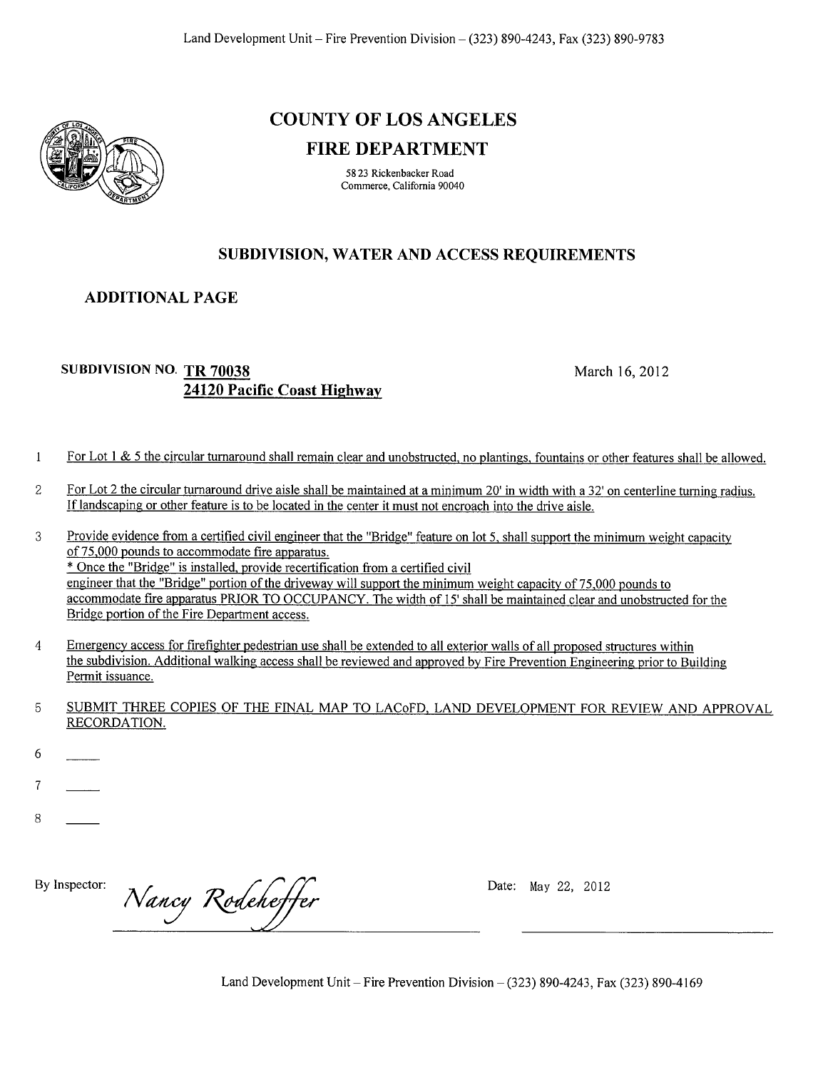Land Development Unit – Fire Prevention Division – (323) 890-4243, Fax (323) 890-9783

# COUNTY OF LOS ANGELES
# FIRE DEPARTMENT

5823 Rickenbacker Road
Commerce, California 90040

## SUBDIVISION, WATER AND ACCESS REQUIREMENTS

### ADDITIONAL PAGE

**SUBDIVISION NO. TR 70038**
**24120 Pacific Coast Highway**

March 16, 2012

1 For Lot 1 & 5 the circular turnaround shall remain clear and unobstructed, no plantings, fountains or other features shall be allowed.

2 For Lot 2 the circular turnaround drive aisle shall be maintained at a minimum 20' in width with a 32' on centerline turning radius. If landscaping or other feature is to be located in the center it must not encroach into the drive aisle.

3 Provide evidence from a certified civil engineer that the "Bridge" feature on lot 5, shall support the minimum weight capacity of 75,000 pounds to accommodate fire apparatus.
\* Once the "Bridge" is installed, provide recertification from a certified civil engineer that the "Bridge" portion of the driveway will support the minimum weight capacity of 75,000 pounds to accommodate fire apparatus PRIOR TO OCCUPANCY. The width of 15' shall be maintained clear and unobstructed for the Bridge portion of the Fire Department access.

4 Emergency access for firefighter pedestrian use shall be extended to all exterior walls of all proposed structures within the subdivision. Additional walking access shall be reviewed and approved by Fire Prevention Engineering prior to Building Permit issuance.

5 SUBMIT THREE COPIES OF THE FINAL MAP TO LACoFD, LAND DEVELOPMENT FOR REVIEW AND APPROVAL RECORDATION.

6 \_\_\_\_

7 \_\_\_\_

8 \_\_\_\_

By Inspector: Nancy Rodeheffer

Date: May 22, 2012

Land Development Unit – Fire Prevention Division – (323) 890-4243, Fax (323) 890-4169